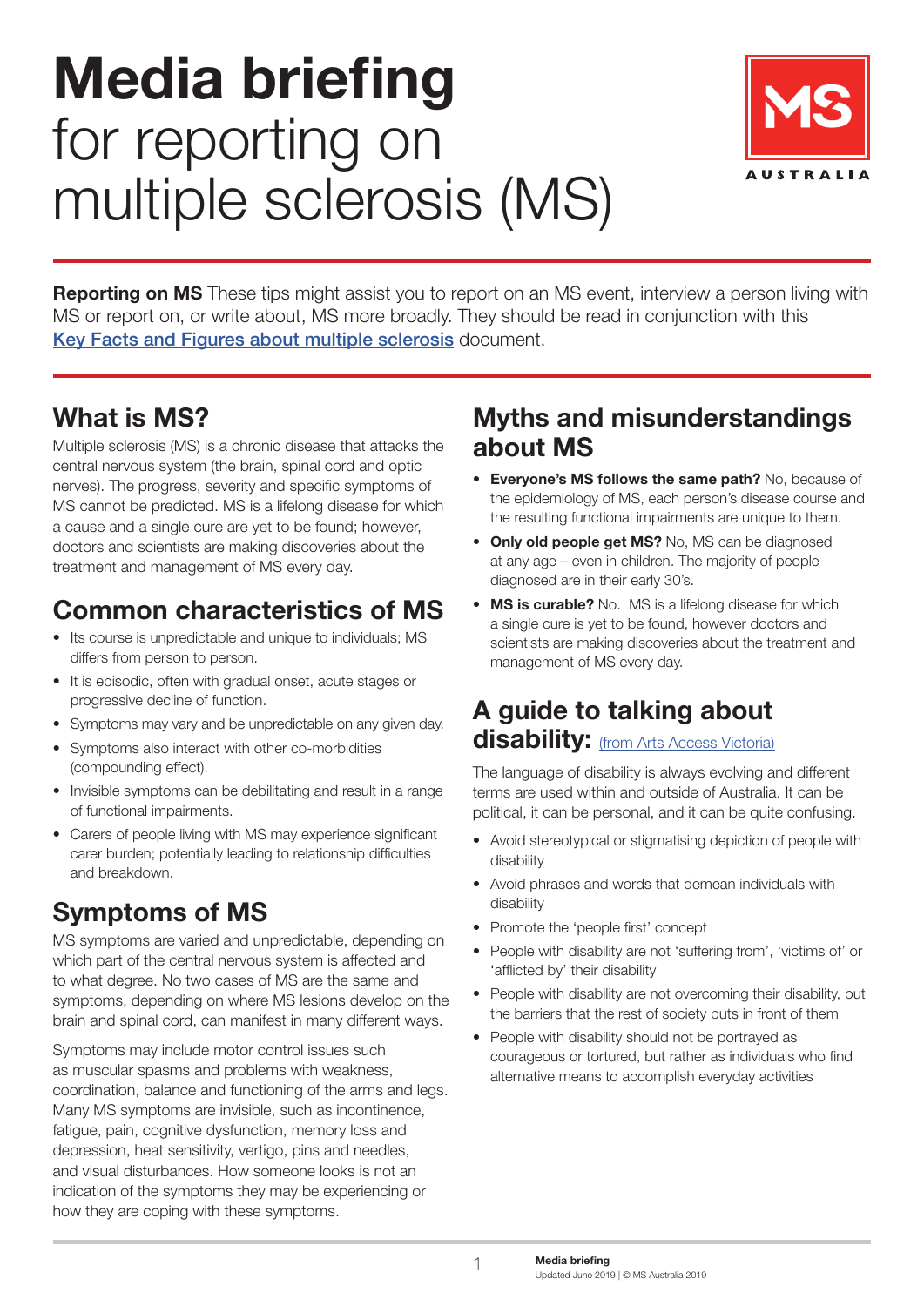# Media briefing for reporting on multiple sclerosis (MS)

**Reporting on MS** These tips might assist you to report on an MS event, interview a person living with MS or report on, or write about, MS more broadly. They should be read in conjunction with this [Key Facts and Figures about multiple sclerosis]() document.

## What is MS?

Multiple sclerosis (MS) is a chronic disease that attacks the central nervous system (the brain, spinal cord and optic nerves). The progress, severity and specific symptoms of MS cannot be predicted. MS is a lifelong disease for which a cause and a single cure are yet to be found; however, doctors and scientists are making discoveries about the treatment and management of MS every day.

## Common characteristics of MS

- Its course is unpredictable and unique to individuals; MS differs from person to person.
- It is episodic, often with gradual onset, acute stages or progressive decline of function.
- Symptoms may vary and be unpredictable on any given day.
- Symptoms also interact with other co-morbidities (compounding effect).
- Invisible symptoms can be debilitating and result in a range of functional impairments.
- Carers of people living with MS may experience significant carer burden; potentially leading to relationship difficulties and breakdown.

## Symptoms of MS

MS symptoms are varied and unpredictable, depending on which part of the central nervous system is affected and to what degree. No two cases of MS are the same and symptoms, depending on where MS lesions develop on the brain and spinal cord, can manifest in many different ways.

Symptoms may include motor control issues such as muscular spasms and problems with weakness, coordination, balance and functioning of the arms and legs. Many MS symptoms are invisible, such as incontinence, fatigue, pain, cognitive dysfunction, memory loss and depression, heat sensitivity, vertigo, pins and needles, and visual disturbances. How someone looks is not an indication of the symptoms they may be experiencing or how they are coping with these symptoms.

## Myths and misunderstandings about MS

- **Everyone's MS follows the same path?** No, because of the epidemiology of MS, each person's disease course and the resulting functional impairments are unique to them.
- **Only old people get MS?** No, MS can be diagnosed at any age – even in children. The majority of people diagnosed are in their early 30's.
- **MS is curable?** No. MS is a lifelong disease for which a single cure is yet to be found, however doctors and scientists are making discoveries about the treatment and management of MS every day.

## A guide to talking about disability: [(from Arts Access Victoria)]()

The language of disability is always evolving and different terms are used within and outside of Australia. It can be political, it can be personal, and it can be quite confusing.

- Avoid stereotypical or stigmatising depiction of people with disability
- Avoid phrases and words that demean individuals with disability
- Promote the 'people first' concept
- People with disability are not 'suffering from', 'victims of' or 'afflicted by' their disability
- People with disability are not overcoming their disability, but the barriers that the rest of society puts in front of them
- People with disability should not be portrayed as courageous or tortured, but rather as individuals who find alternative means to accomplish everyday activities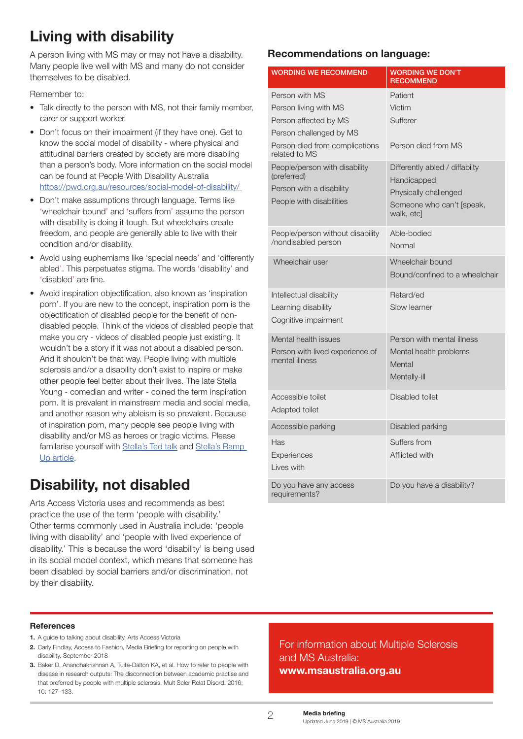# Living with disability

A person living with MS may or may not have a disability. Many people live well with MS and many do not consider themselves to be disabled.

Remember to:

- Talk directly to the person with MS, not their family member, carer or support worker.
- Don't focus on their impairment (if they have one). Get to know the social model of disability - where physical and attitudinal barriers created by society are more disabling than a person's body. More information on the social model can be found at People With Disability Australia https://pwd.org.au/resources/social-model-of-disability/
- Don't make assumptions through language. Terms like 'wheelchair bound' and 'suffers from' assume the person with disability is doing it tough. But wheelchairs create freedom, and people are generally able to live with their condition and/or disability.
- Avoid using euphemisms like 'special needs' and 'differently abled'. This perpetuates stigma. The words 'disability' and 'disabled' are fine.
- Avoid inspiration objectification, also known as 'inspiration porn'. If you are new to the concept, inspiration porn is the objectification of disabled people for the benefit of non-disabled people. Think of the videos of disabled people that make you cry - videos of disabled people just existing. It wouldn't be a story if it was not about a disabled person. And it shouldn't be that way. People living with multiple sclerosis and/or a disability don't exist to inspire or make other people feel better about their lives. The late Stella Young - comedian and writer - coined the term inspiration porn. It is prevalent in mainstream media and social media, and another reason why ableism is so prevalent. Because of inspiration porn, many people see people living with disability and/or MS as heroes or tragic victims. Please familarise yourself with Stella's Ted talk and Stella's Ramp Up article.

# Disability, not disabled

Arts Access Victoria uses and recommends as best practice the use of the term 'people with disability.' Other terms commonly used in Australia include: 'people living with disability' and 'people with lived experience of disability.' This is because the word 'disability' is being used in its social model context, which means that someone has been disabled by social barriers and/or discrimination, not by their disability.

## Recommendations on language:

| WORDING WE RECOMMEND | WORDING WE DON'T RECOMMEND |
|---|---|
| Person with MS<br>Person living with MS<br>Person affected by MS<br>Person challenged by MS<br>Person died from complications related to MS | Patient<br>Victim<br>Sufferer<br><br>Person died from MS |
| People/person with disability (preferred)<br>Person with a disability<br>People with disabilities | Differently abled / diffabilty<br>Handicapped<br>Physically challenged<br>Someone who can't [speak, walk, etc] |
| People/person without disability /nondisabled person | Able-bodied<br>Normal |
| Wheelchair user | Wheelchair bound<br>Bound/confined to a wheelchair |
| Intellectual disability<br>Learning disability<br>Cognitive impairment | Retard/ed<br>Slow learner |
| Mental health issues<br>Person with lived experience of mental illness | Person with mental illness<br>Mental health problems<br>Mental<br>Mentally-ill |
| Accessible toilet<br>Adapted toilet | Disabled toilet |
| Accessible parking | Disabled parking |
| Has<br>Experiences<br>Lives with | Suffers from<br>Afflicted with |
| Do you have any access requirements? | Do you have a disability? |

### References

1. A guide to talking about disability, Arts Access Victoria
2. Carly Findlay, Access to Fashion, Media Briefing for reporting on people with disability, September 2018
3. Baker D, Anandhakrishnan A, Tuite-Dalton KA, et al. How to refer to people with disease in research outputs: The disconnection between academic practise and that preferred by people with multiple sclerosis. Mult Scler Relat Disord. 2016; 10: 127–133.

For information about Multiple Sclerosis and MS Australia:
**www.msaustralia.org.au**

**Media briefing**
Updated June 2019 | © MS Australia 2019